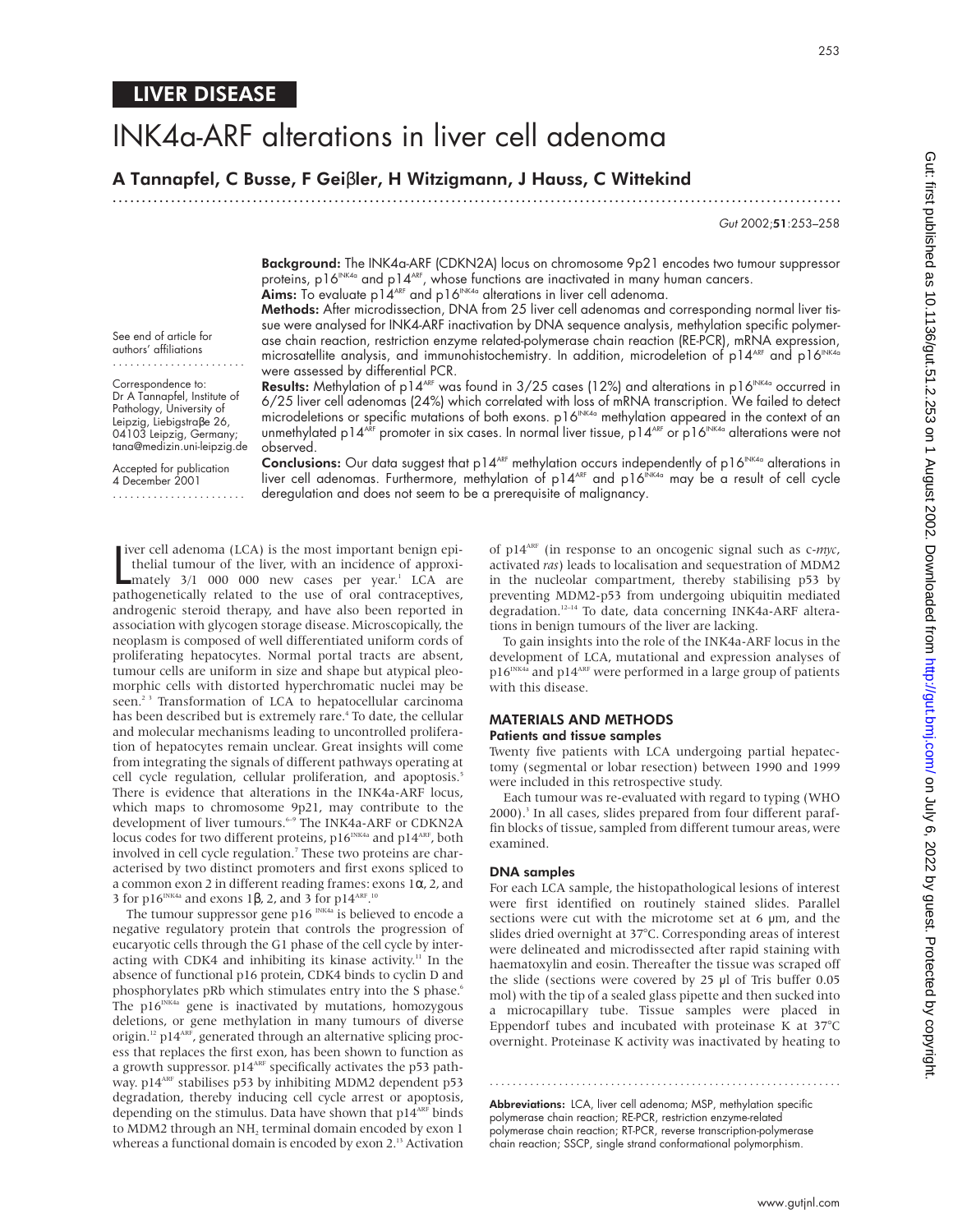LIVER DISEASE

# INK4a-ARF alterations in liver cell adenoma

## A Tannapfel, C Busse, F Geiβler, H Witzigmann, J Hauss, C Wittekind

See end of article for authors' affiliations

Correspondence to: Dr A Tannapfel, Institute of Pathology, University of Leipzig, Liebigstraβe 26, 04103 Leipzig, Germany; tana@medizin.uni-leipzig.de

Accepted for publication 4 December 2001

**Background:** The INK4a-ARF (CDKN2A) locus on chromosome 9p21 encodes two tumour suppressor proteins, p16$^{INK4a}$ and p14$^{ARF}$, whose functions are inactivated in many human cancers.

**Aims:** To evaluate p14$^{ARF}$ and p16$^{INK4a}$ alterations in liver cell adenoma.

**Methods:** After microdissection, DNA from 25 liver cell adenomas and corresponding normal liver tissue were analysed for INK4-ARF inactivation by DNA sequence analysis, methylation specific polymerase chain reaction, restriction enzyme related-polymerase chain reaction (RE-PCR), mRNA expression, microsatellite analysis, and immunohistochemistry. In addition, microdeletion of p14$^{ARF}$ and p16$^{INK4a}$ were assessed by differential PCR.

**Results:** Methylation of p14$^{ARF}$ was found in 3/25 cases (12%) and alterations in p16$^{INK4a}$ occurred in 6/25 liver cell adenomas (24%) which correlated with loss of mRNA transcription. We failed to detect microdeletions or specific mutations of both exons. p16$^{INK4a}$ methylation appeared in the context of an unmethylated p14$^{ARF}$ promoter in six cases. In normal liver tissue, p14$^{ARF}$ or p16$^{INK4a}$ alterations were not observed.

**Conclusions:** Our data suggest that p14$^{ARF}$ methylation occurs independently of p16$^{INK4a}$ alterations in liver cell adenomas. Furthermore, methylation of p14$^{ARF}$ and p16$^{INK4a}$ may be a result of cell cycle deregulation and does not seem to be a prerequisite of malignancy.

Liver cell adenoma (LCA) is the most important benign epithelial tumour of the liver, with an incidence of approximately 3/1 000 000 new cases per year.[1] LCA are pathogenetically related to the use of oral contraceptives, androgenic steroid therapy, and have also been reported in association with glycogen storage disease. Microscopically, the neoplasm is composed of well differentiated uniform cords of proliferating hepatocytes. Normal portal tracts are absent, tumour cells are uniform in size and shape but atypical pleomorphic cells with distorted hyperchromatic nuclei may be seen.[2 3] Transformation of LCA to hepatocellular carcinoma has been described but is extremely rare.[4] To date, the cellular and molecular mechanisms leading to uncontrolled proliferation of hepatocytes remain unclear. Great insights will come from integrating the signals of different pathways operating at cell cycle regulation, cellular proliferation, and apoptosis.[5] There is evidence that alterations in the INK4a-ARF locus, which maps to chromosome 9p21, may contribute to the development of liver tumours.[6–9] The INK4a-ARF or CDKN2A locus codes for two different proteins, p16$^{INK4a}$ and p14$^{ARF}$, both involved in cell cycle regulation.[7] These two proteins are characterised by two distinct promoters and first exons spliced to a common exon 2 in different reading frames: exons 1α, 2, and 3 for p16$^{INK4a}$ and exons 1β, 2, and 3 for p14$^{ARF}$.[10]

The tumour suppressor gene p16 $^{INK4a}$ is believed to encode a negative regulatory protein that controls the progression of eucaryotic cells through the G1 phase of the cell cycle by interacting with CDK4 and inhibiting its kinase activity.[11] In the absence of functional p16 protein, CDK4 binds to cyclin D and phosphorylates pRb which stimulates entry into the S phase.[6] The p16$^{INK4a}$ gene is inactivated by mutations, homozygous deletions, or gene methylation in many tumours of diverse origin.[12] p14$^{ARF}$, generated through an alternative splicing process that replaces the first exon, has been shown to function as a growth suppressor. p14$^{ARF}$ specifically activates the p53 pathway. p14$^{ARF}$ stabilises p53 by inhibiting MDM2 dependent p53 degradation, thereby inducing cell cycle arrest or apoptosis, depending on the stimulus. Data have shown that p14$^{ARF}$ binds to MDM2 through an $NH_2$ terminal domain encoded by exon 1 whereas a functional domain is encoded by exon 2.[13] Activation of p14$^{ARF}$ (in response to an oncogenic signal such as c-*myc*, activated *ras*) leads to localisation and sequestration of MDM2 in the nucleolar compartment, thereby stabilising p53 by preventing MDM2-p53 from undergoing ubiquitin mediated degradation.[12–14] To date, data concerning INK4a-ARF alterations in benign tumours of the liver are lacking.

To gain insights into the role of the INK4a-ARF locus in the development of LCA, mutational and expression analyses of p16$^{INK4a}$ and p14$^{ARF}$ were performed in a large group of patients with this disease.

## MATERIALS AND METHODS

### Patients and tissue samples

Twenty five patients with LCA undergoing partial hepatectomy (segmental or lobar resection) between 1990 and 1999 were included in this retrospective study.

Each tumour was re-evaluated with regard to typing (WHO 2000).[3] In all cases, slides prepared from four different paraffin blocks of tissue, sampled from different tumour areas, were examined.

### DNA samples

For each LCA sample, the histopathological lesions of interest were first identified on routinely stained slides. Parallel sections were cut with the microtome set at 6 µm, and the slides dried overnight at 37°C. Corresponding areas of interest were delineated and microdissected after rapid staining with haematoxylin and eosin. Thereafter the tissue was scraped off the slide (sections were covered by 25 µl of Tris buffer 0.05 mol) with the tip of a sealed glass pipette and then sucked into a microcapillary tube. Tissue samples were placed in Eppendorf tubes and incubated with proteinase K at 37°C overnight. Proteinase K activity was inactivated by heating to

**Abbreviations:** LCA, liver cell adenoma; MSP, methylation specific polymerase chain reaction; RE-PCR, restriction enzyme-related polymerase chain reaction; RT-PCR, reverse transcription-polymerase chain reaction; SSCP, single strand conformational polymorphism.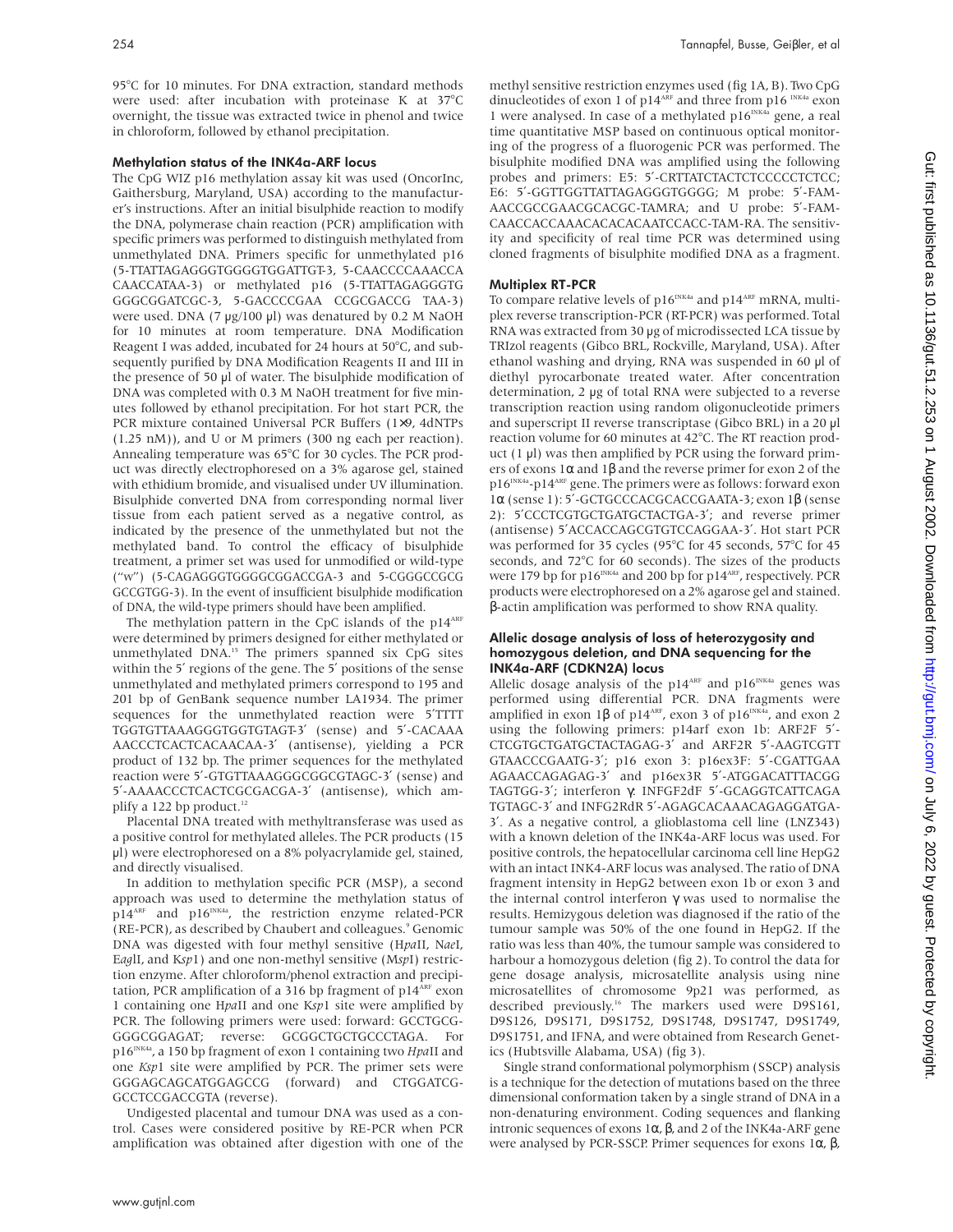95°C for 10 minutes. For DNA extraction, standard methods were used: after incubation with proteinase K at 37°C overnight, the tissue was extracted twice in phenol and twice in chloroform, followed by ethanol precipitation.

### Methylation status of the INK4a-ARF locus

The CpG WIZ p16 methylation assay kit was used (OncorInc, Gaithersburg, Maryland, USA) according to the manufacturer's instructions. After an initial bisulphide reaction to modify the DNA, polymerase chain reaction (PCR) amplification with specific primers was performed to distinguish methylated from unmethylated DNA. Primers specific for unmethylated p16 (5-TTATTAGAGGGTGGGGTGGATTGT-3, 5-CAACCCCAAACCA CAACCATAA-3) or methylated p16 (5-TTATTAGAGGGTG GGGCGGATCGC-3, 5-GACCCCGAA CCGCGACCG TAA-3) were used. DNA (7 µg/100 µl) was denatured by 0.2 M NaOH for 10 minutes at room temperature. DNA Modification Reagent I was added, incubated for 24 hours at 50°C, and subsequently purified by DNA Modification Reagents II and III in the presence of 50 µl of water. The bisulphide modification of DNA was completed with 0.3 M NaOH treatment for five minutes followed by ethanol precipitation. For hot start PCR, the PCR mixture contained Universal PCR Buffers (1×9, 4dNTPs (1.25 nM)), and U or M primers (300 ng each per reaction). Annealing temperature was 65°C for 30 cycles. The PCR product was directly electrophoresed on a 3% agarose gel, stained with ethidium bromide, and visualised under UV illumination. Bisulphide converted DNA from corresponding normal liver tissue from each patient served as a negative control, as indicated by the presence of the unmethylated but not the methylated band. To control the efficacy of bisulphide treatment, a primer set was used for unmodified or wild-type ("w") (5-CAGAGGGTGGGGCGGACCGA-3 and 5-CGGGCCGCG GCCGTGG-3). In the event of insufficient bisulphide modification of DNA, the wild-type primers should have been amplified.

The methylation pattern in the CpC islands of the p14[ARF] were determined by primers designed for either methylated or unmethylated DNA.[15] The primers spanned six CpG sites within the 5′ regions of the gene. The 5′ positions of the sense unmethylated and methylated primers correspond to 195 and 201 bp of GenBank sequence number LA1934. The primer sequences for the unmethylated reaction were 5′TTTT TGGTGTTAAAGGGTGGTGTAGT-3′ (sense) and 5′-CACAAA AACCCTCACTCACAACAA-3′ (antisense), yielding a PCR product of 132 bp. The primer sequences for the methylated reaction were 5′-GTGTTAAAGGGCGGCGTAGC-3′ (sense) and 5′-AAAACCCTCACTCGCGACGA-3′ (antisense), which amplify a 122 bp product.[12]

Placental DNA treated with methyltransferase was used as a positive control for methylated alleles. The PCR products (15 µl) were electrophoresed on a 8% polyacrylamide gel, stained, and directly visualised.

In addition to methylation specific PCR (MSP), a second approach was used to determine the methylation status of p14[ARF] and p16[INK4a], the restriction enzyme related-PCR (RE-PCR), as described by Chaubert and colleagues.[9] Genomic DNA was digested with four methyl sensitive (*Hpa*II, *Nae*I, *Eag*II, and *Ksp*1) and one non-methyl sensitive (*Msp*I) restriction enzyme. After chloroform/phenol extraction and precipitation, PCR amplification of a 316 bp fragment of p14[ARF] exon 1 containing one *Hpa*II and one *Ksp*1 site were amplified by PCR. The following primers were used: forward: GCCTGCG-GGGCGGAGAT; reverse: GCGGCTGCTGCCCTAGA. For p16[INK4a], a 150 bp fragment of exon 1 containing two *Hpa*II and one *Ksp*1 site were amplified by PCR. The primer sets were GGGAGCAGCATGGAGCCG (forward) and CTGGATCG-GCCTCCGACCGTA (reverse).

Undigested placental and tumour DNA was used as a control. Cases were considered positive by RE-PCR when PCR amplification was obtained after digestion with one of the methyl sensitive restriction enzymes used (fig 1A, B). Two CpG dinucleotides of exon 1 of p14[ARF] and three from p16 [INK4a] exon 1 were analysed. In case of a methylated p16[INK4a] gene, a real time quantitative MSP based on continuous optical monitoring of the progress of a fluorogenic PCR was performed. The bisulphite modified DNA was amplified using the following probes and primers: E5: 5′-CRTTATCTACTCTCCCCCTCTCC; E6: 5′-GGTTGGTTATTAGAGGGTGGGG; M probe: 5′-FAM-AACCGCCGAACGCACGC-TAMRA; and U probe: 5′-FAM-CAACCACCAAACACACACAATCCACC-TAM-RA. The sensitivity and specificity of real time PCR was determined using cloned fragments of bisulphite modified DNA as a fragment.

### Multiplex RT-PCR

To compare relative levels of p16[INK4a] and p14[ARF] mRNA, multiplex reverse transcription-PCR (RT-PCR) was performed. Total RNA was extracted from 30 µg of microdissected LCA tissue by TRIzol reagents (Gibco BRL, Rockville, Maryland, USA). After ethanol washing and drying, RNA was suspended in 60 µl of diethyl pyrocarbonate treated water. After concentration determination, 2 µg of total RNA were subjected to a reverse transcription reaction using random oligonucleotide primers and superscript II reverse transcriptase (Gibco BRL) in a 20 µl reaction volume for 60 minutes at 42°C. The RT reaction product (1 µl) was then amplified by PCR using the forward primers of exons 1α and 1β and the reverse primer for exon 2 of the p16[INK4a]-p14[ARF] gene. The primers were as follows: forward exon 1α (sense 1): 5′-GCTGCCCACGCACCGAATA-3; exon 1β (sense 2): 5′CCCTCGTGCTGATGCTACTGA-3′; and reverse primer (antisense) 5′ACCACCAGCGTGTCCAGGAA-3′. Hot start PCR was performed for 35 cycles (95°C for 45 seconds, 57°C for 45 seconds, and 72°C for 60 seconds). The sizes of the products were 179 bp for p16[INK4a] and 200 bp for p14[ARF], respectively. PCR products were electrophoresed on a 2% agarose gel and stained. β-actin amplification was performed to show RNA quality.

### Allelic dosage analysis of loss of heterozygosity and homozygous deletion, and DNA sequencing for the INK4a-ARF (CDKN2A) locus

Allelic dosage analysis of the p14[ARF] and p16[INK4a] genes was performed using differential PCR. DNA fragments were amplified in exon 1β of p14[ARF], exon 3 of p16[INK4a], and exon 2 using the following primers: p14arf exon 1b: ARF2F 5′-CTCGTGCTGATGCTACTAGAG-3′ and ARF2R 5′-AAGTCGTT GTAACCCGAATG-3′; p16 exon 3: p16ex3F: 5′-CGATTGAA AGAACCAGAGAG-3′ and p16ex3R 5′-ATGGACATTTACGG TAGTGG-3′; interferon γ: INFGF2dF 5′-GCAGGTCATTCAGA TGTAGC-3′ and INFG2RdR 5′-AGAGCACAAACAGAGGATGA-3′. As a negative control, a glioblastoma cell line (LNZ343) with a known deletion of the INK4a-ARF locus was used. For positive controls, the hepatocellular carcinoma cell line HepG2 with an intact INK4-ARF locus was analysed. The ratio of DNA fragment intensity in HepG2 between exon 1b or exon 3 and the internal control interferon γ was used to normalise the results. Hemizygous deletion was diagnosed if the ratio of the tumour sample was 50% of the one found in HepG2. If the ratio was less than 40%, the tumour sample was considered to harbour a homozygous deletion (fig 2). To control the data for gene dosage analysis, microsatellite analysis using nine microsatellites of chromosome 9p21 was performed, as described previously.[16] The markers used were D9S161, D9S126, D9S171, D9S152, D9S1748, D9S1747, D9S1749, D9S1751, and IFNA, and were obtained from Research Genetics (Hubtsville Alabama, USA) (fig 3).

Single strand conformational polymorphism (SSCP) analysis is a technique for the detection of mutations based on the three dimensional conformation taken by a single strand of DNA in a non-denaturing environment. Coding sequences and flanking intronic sequences of exons 1α, β, and 2 of the INK4a-ARF gene were analysed by PCR-SSCP. Primer sequences for exons 1α, β,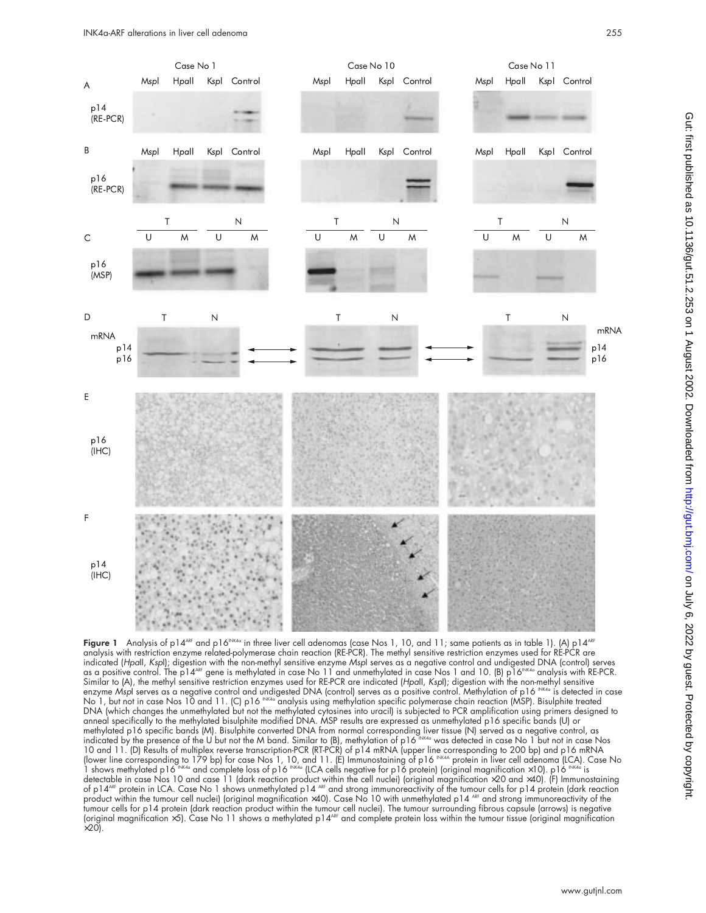**Figure 1** Analysis of p14[ARF] and p16[INK4a] in three liver cell adenomas (case Nos 1, 10, and 11; same patients as in table 1). (A) p14[ARF] analysis with restriction enzyme related-polymerase chain reaction (RE-PCR). The methyl sensitive restriction enzymes used for RE-PCR are indicated (*Hpa*II, *Ksp*I); digestion with the non-methyl sensitive enzyme *Msp*I serves as a negative control and undigested DNA (control) serves as a positive control. The p14[ARF] gene is methylated in case No 11 and unmethylated in case Nos 1 and 10. (B) p16[INK4a] analysis with RE-PCR. Similar to (A), the methyl sensitive restriction enzymes used for RE-PCR are indicated (*Hpa*II, *Ksp*I); digestion with the non-methyl sensitive enzyme *Msp*I serves as a negative control and undigested DNA (control) serves as a positive control. Methylation of p16 [INK4a] is detected in case No 1, but not in case Nos 10 and 11. (C) p16 [INK4a] analysis using methylation specific polymerase chain reaction (MSP). Bisulphite treated DNA (which changes the unmethylated but not the methylated cytosines into uracil) is subjected to PCR amplification using primers designed to anneal specifically to the methylated bisulphite modified DNA. MSP results are expressed as unmethylated p16 specific bands (U) or methylated p16 specific bands (M). Bisulphite converted DNA from normal corresponding liver tissue (N) served as a negative control, as indicated by the presence of the U but not the M band. Similar to (B), methylation of p16 [INK4a] was detected in case No 1 but not in case Nos 10 and 11. (D) Results of multiplex reverse transcription-PCR (RT-PCR) of p14 mRNA (upper line corresponding to 200 bp) and p16 mRNA (lower line corresponding to 179 bp) for case Nos 1, 10, and 11. (E) Immunostaining of p16 [INK4A] protein in liver cell adenoma (LCA). Case No 1 shows methylated p16 [INK4a] and complete loss of p16 [INK4a] (LCA cells negative for p16 protein) (original magnification ×10). p16 [INK4a] is detectable in case Nos 10 and case 11 (dark reaction product within the cell nuclei) (original magnification ×20 and ×40). (F) Immunostaining of p14[ARF] protein in LCA. Case No 1 shows unmethylated p14 [ARF] and strong immunoreactivity of the tumour cells for p14 protein (dark reaction product within the tumour cell nuclei) (original magnification ×40). Case No 10 with unmethylated p14 [ARF] and strong immunoreactivity of the tumour cells for p14 protein (dark reaction product within the tumour cell nuclei). The tumour surrounding fibrous capsule (arrows) is negative (original magnification ×5). Case No 11 shows a methylated p14[ARF] and complete protein loss within the tumour tissue (original magnification ×20).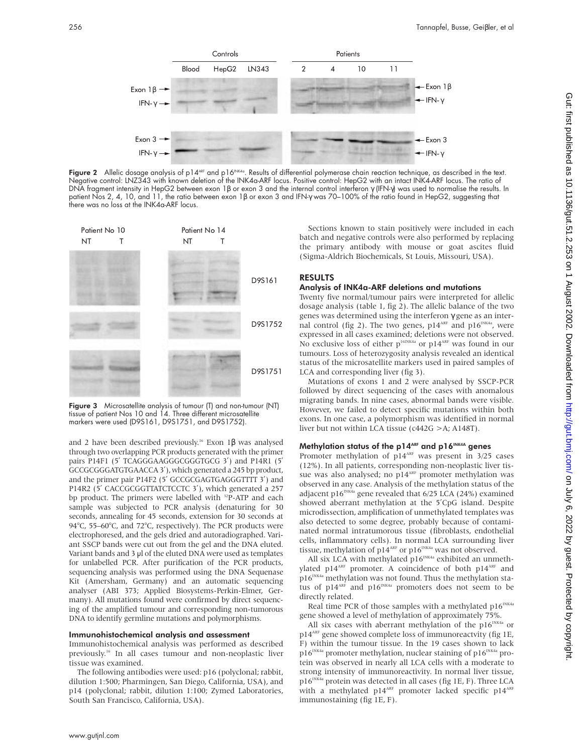Figure 2 Allelic dosage analysis of $p14^{ARF}$ and $p16^{INK4a}$. Results of differential polymerase chain reaction technique, as described in the text. Negative control: LNZ343 with known deletion of the INK4a-ARF locus. Positive control: HepG2 with an intact INK4-ARF locus. The ratio of DNA fragment intensity in HepG2 between exon 1β or exon 3 and the internal control interferon γ (IFN-γ) was used to normalise the results. In patient Nos 2, 4, 10, and 11, the ratio between exon 1β or exon 3 and IFN-γ was 70–100% of the ratio found in HepG2, suggesting that there was no loss at the INK4a-ARF locus.

Figure 3 Microsatellite analysis of tumour (T) and non-tumour (NT) tissue of patient Nos 10 and 14. Three different microsatellite markers were used (D9S161, D9S1751, and D9S1752).

and 2 have been described previously.[16] Exon 1β was analysed through two overlapping PCR products generated with the primer pairs P14F1 (5′ TCAGGGAAGGGCGGGTGCG 3′) and P14R1 (5′ GCCGCGGGATGTGAACCA 3′), which generated a 245 bp product, and the primer pair P14F2 (5′ GCCGCGAGTGAGGGTTTT 3′) and P14R2 (5′ CACCGCGGTTATCTCCTC 3′), which generated a 257 bp product. The primers were labelled with $^{32}$P-ATP and each sample was subjected to PCR analysis (denaturing for 30 seconds, annealing for 45 seconds, extension for 30 seconds at 94°C, 55–60°C, and 72°C, respectively). The PCR products were electrophoresed, and the gels dried and autoradiographed. Variant SSCP bands were cut out from the gel and the DNA eluted. Variant bands and 3 μl of the eluted DNA were used as templates for unlabelled PCR. After purification of the PCR products, sequencing analysis was performed using the DNA Sequenase Kit (Amersham, Germany) and an automatic sequencing analyser (ABI 373; Applied Biosystems-Perkin-Elmer, Germany). All mutations found were confirmed by direct sequencing of the amplified tumour and corresponding non-tumorous DNA to identify germline mutations and polymorphisms.

### Immunohistochemical analysis and assessment

Immunohistochemical analysis was performed as described previously.[16] In all cases tumour and non-neoplastic liver tissue was examined.

The following antibodies were used: p16 (polyclonal; rabbit, dilution 1:500; Pharmingen, San Diego, California, USA), and p14 (polyclonal; rabbit, dilution 1:100; Zymed Laboratories, South San Francisco, California, USA).

Sections known to stain positively were included in each batch and negative controls were also performed by replacing the primary antibody with mouse or goat ascites fluid (Sigma-Aldrich Biochemicals, St Louis, Missouri, USA).

## RESULTS

### Analysis of INK4a-ARF deletions and mutations

Twenty five normal/tumour pairs were interpreted for allelic dosage analysis (table 1, fig 2). The allelic balance of the two genes was determined using the interferon γ gene as an internal control (fig 2). The two genes, $p14^{ARF}$ and $p16^{INK4a}$, were expressed in all cases examined; deletions were not observed. No exclusive loss of either $p^{16INK4a}$ or $p14^{ARF}$ was found in our tumours. Loss of heterozygosity analysis revealed an identical status of the microsatellite markers used in paired samples of LCA and corresponding liver (fig 3).

Mutations of exons 1 and 2 were analysed by SSCP-PCR followed by direct sequencing of the cases with anomalous migrating bands. In nine cases, abnormal bands were visible. However, we failed to detect specific mutations within both exons. In one case, a polymorphism was identified in normal liver but not within LCA tissue (c442G >A; A148T).

### Methylation status of the $p14^{ARF}$ and $p16^{INK4A}$ genes

Promoter methylation of $p14^{ARF}$ was present in 3/25 cases (12%). In all patients, corresponding non-neoplastic liver tissue was also analysed; no $p14^{ARF}$ promoter methylation was observed in any case. Analysis of the methylation status of the adjacent $p16^{INK4a}$ gene revealed that 6/25 LCA (24%) examined showed aberrant methylation at the 5′CpG island. Despite microdissection, amplification of unmethylated templates was also detected to some degree, probably because of contaminated normal intratumorous tissue (fibroblasts, endothelial cells, inflammatory cells). In normal LCA surrounding liver tissue, methylation of $p14^{ARF}$ or $p16^{INK4a}$ was not observed.

All six LCA with methylated $p16^{INK4a}$ exhibited an unmethylated $p14^{ARF}$ promoter. A coincidence of both $p14^{ARF}$ and $p16^{INK4a}$ methylation was not found. Thus the methylation status of $p14^{ARF}$ and $p16^{INK4a}$ promoters does not seem to be directly related.

Real time PCR of those samples with a methylated $p16^{INK4a}$ gene showed a level of methylation of approximately 75%.

All six cases with aberrant methylation of the $p16^{INK4a}$ or $p14^{ARF}$ gene showed complete loss of immunoreactvity (fig 1E, F) within the tumour tissue. In the 19 cases shown to lack $p16^{INK4a}$ promoter methylation, nuclear staining of $p16^{INK4a}$ protein was observed in nearly all LCA cells with a moderate to strong intensity of immunoreactivity. In normal liver tissue, $p16^{INK4a}$ protein was detected in all cases (fig 1E, F). Three LCA with a methylated $p14^{ARF}$ promoter lacked specific $p14^{ARF}$ immunostaining (fig 1E, F).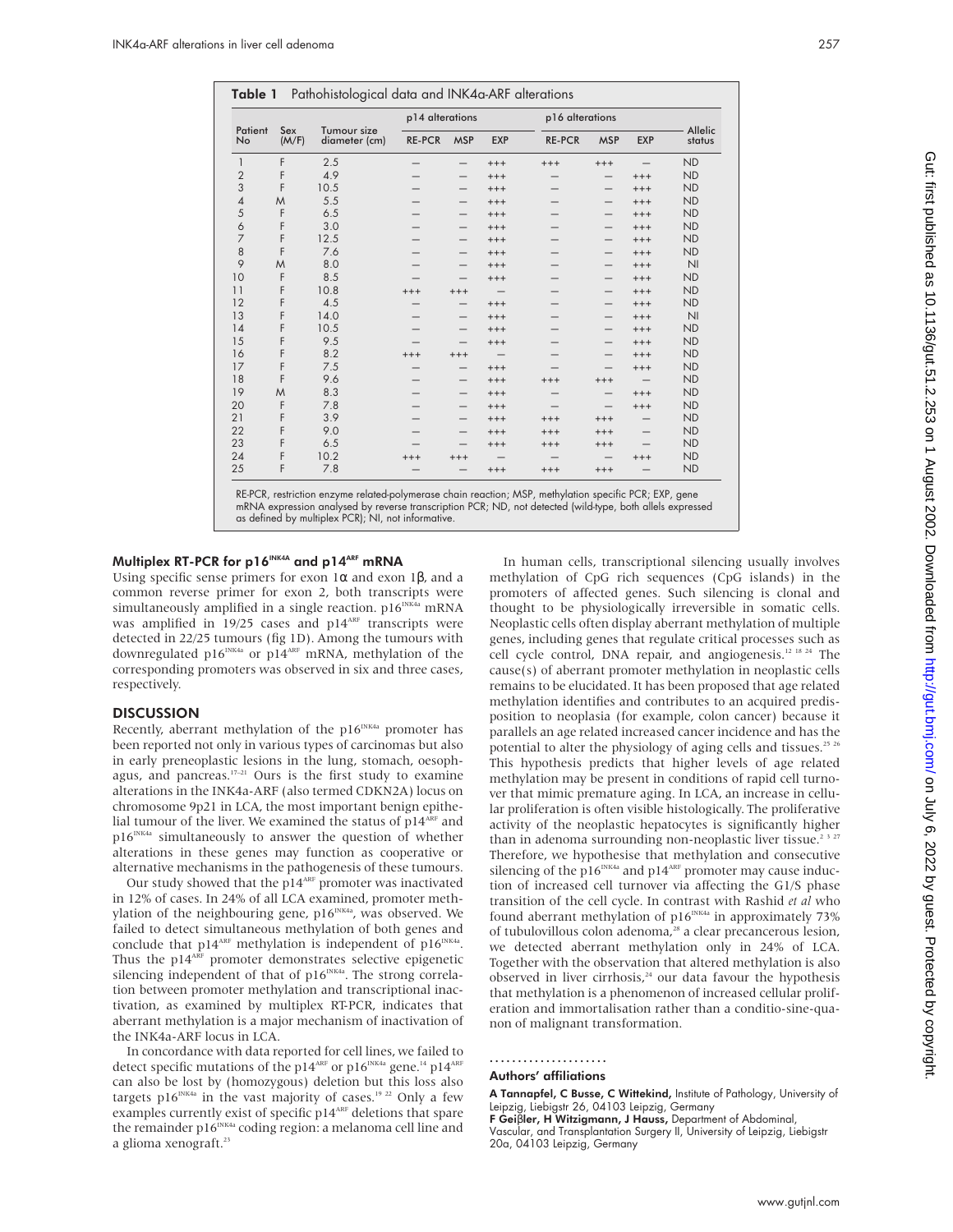**Table 1** Pathohistological data and INK4a-ARF alterations

| Patient No | Sex (M/F) | Tumour size diameter (cm) | p14 alterations | | | p16 alterations | | | Allelic status |
|---|---|---|---|---|---|---|---|---|---|
| | | | RE-PCR | MSP | EXP | RE-PCR | MSP | EXP | |
| 1 | F | 2.5 | — | — | +++ | +++ | +++ | — | ND |
| 2 | F | 4.9 | — | — | +++ | — | — | +++ | ND |
| 3 | F | 10.5 | — | — | +++ | — | — | +++ | ND |
| 4 | M | 5.5 | — | — | +++ | — | — | +++ | ND |
| 5 | F | 6.5 | — | — | +++ | — | — | +++ | ND |
| 6 | F | 3.0 | — | — | +++ | — | — | +++ | ND |
| 7 | F | 12.5 | — | — | +++ | — | — | +++ | ND |
| 8 | F | 7.6 | — | — | +++ | — | — | +++ | ND |
| 9 | M | 8.0 | — | — | +++ | — | — | +++ | NI |
| 10 | F | 8.5 | — | — | +++ | — | — | +++ | ND |
| 11 | F | 10.8 | +++ | +++ | — | — | — | +++ | ND |
| 12 | F | 4.5 | — | — | +++ | — | — | +++ | ND |
| 13 | F | 14.0 | — | — | +++ | — | — | +++ | NI |
| 14 | F | 10.5 | — | — | +++ | — | — | +++ | ND |
| 15 | F | 9.5 | — | — | +++ | — | — | +++ | ND |
| 16 | F | 8.2 | +++ | +++ | — | — | — | +++ | ND |
| 17 | F | 7.5 | — | — | +++ | — | — | +++ | ND |
| 18 | F | 9.6 | — | — | +++ | +++ | +++ | — | ND |
| 19 | M | 8.3 | — | — | +++ | — | — | +++ | ND |
| 20 | F | 7.8 | — | — | +++ | — | — | +++ | ND |
| 21 | F | 3.9 | — | — | +++ | +++ | +++ | — | ND |
| 22 | F | 9.0 | — | — | +++ | +++ | +++ | — | ND |
| 23 | F | 6.5 | — | — | +++ | +++ | +++ | — | ND |
| 24 | F | 10.2 | +++ | +++ | — | — | — | +++ | ND |
| 25 | F | 7.8 | — | — | +++ | +++ | +++ | — | ND |

RE-PCR, restriction enzyme related-polymerase chain reaction; MSP, methylation specific PCR; EXP, gene mRNA expression analysed by reverse transcription PCR; ND, not detected (wild-type, both alleles expressed as defined by multiplex PCR); NI, not informative.

### Multiplex RT-PCR for p16$^{INK4A}$ and p14$^{ARF}$ mRNA

Using specific sense primers for exon 1α and exon 1β, and a common reverse primer for exon 2, both transcripts were simultaneously amplified in a single reaction. p16$^{INK4a}$ mRNA was amplified in 19/25 cases and p14$^{ARF}$ transcripts were detected in 22/25 tumours (fig 1D). Among the tumours with downregulated p16$^{INK4a}$ or p14$^{ARF}$ mRNA, methylation of the corresponding promoters was observed in six and three cases, respectively.

## DISCUSSION

Recently, aberrant methylation of the p16$^{INK4a}$ promoter has been reported not only in various types of carcinomas but also in early preneoplastic lesions in the lung, stomach, oesophagus, and pancreas.[17–21] Ours is the first study to examine alterations in the INK4a-ARF (also termed CDKN2A) locus on chromosome 9p21 in LCA, the most important benign epithelial tumour of the liver. We examined the status of p14$^{ARF}$ and p16$^{INK4a}$ simultaneously to answer the question of whether alterations in these genes may function as cooperative or alternative mechanisms in the pathogenesis of these tumours.

Our study showed that the p14$^{ARF}$ promoter was inactivated in 12% of cases. In 24% of all LCA examined, promoter methylation of the neighbouring gene, p16$^{INK4a}$, was observed. We failed to detect simultaneous methylation of both genes and conclude that p14$^{ARF}$ methylation is independent of p16$^{INK4a}$. Thus the p14$^{ARF}$ promoter demonstrates selective epigenetic silencing independent of that of p16$^{INK4a}$. The strong correlation between promoter methylation and transcriptional inactivation, as examined by multiplex RT-PCR, indicates that aberrant methylation is a major mechanism of inactivation of the INK4a-ARF locus in LCA.

In concordance with data reported for cell lines, we failed to detect specific mutations of the p14$^{ARF}$ or p16$^{INK4a}$ gene.[14] p14$^{ARF}$ can also be lost by (homozygous) deletion but this loss also targets p16$^{INK4a}$ in the vast majority of cases.[19 22] Only a few examples currently exist of specific p14$^{ARF}$ deletions that spare the remainder p16$^{INK4a}$ coding region: a melanoma cell line and a glioma xenograft.[23]

In human cells, transcriptional silencing usually involves methylation of CpG rich sequences (CpG islands) in the promoters of affected genes. Such silencing is clonal and thought to be physiologically irreversible in somatic cells. Neoplastic cells often display aberrant methylation of multiple genes, including genes that regulate critical processes such as cell cycle control, DNA repair, and angiogenesis.[12 18 24] The cause(s) of aberrant promoter methylation in neoplastic cells remains to be elucidated. It has been proposed that age related methylation identifies and contributes to an acquired predisposition to neoplasia (for example, colon cancer) because it parallels an age related increased cancer incidence and has the potential to alter the physiology of aging cells and tissues.[25 26] This hypothesis predicts that higher levels of age related methylation may be present in conditions of rapid cell turnover that mimic premature aging. In LCA, an increase in cellular proliferation is often visible histologically. The proliferative activity of the neoplastic hepatocytes is significantly higher than in adenoma surrounding non-neoplastic liver tissue.[2 3 27] Therefore, we hypothesise that methylation and consecutive silencing of the p16$^{INK4a}$ and p14$^{ARF}$ promoter may cause induction of increased cell turnover via affecting the G1/S phase transition of the cell cycle. In contrast with Rashid *et al* who found aberrant methylation of p16$^{INK4a}$ in approximately 73% of tubulovillous colon adenoma,[28] a clear precancerous lesion, we detected aberrant methylation only in 24% of LCA. Together with the observation that altered methylation is also observed in liver cirrhosis,[24] our data favour the hypothesis that methylation is a phenomenon of increased cellular proliferation and immortalisation rather than a conditio-sine-quanon of malignant transformation.

.....................

### Authors' affiliations

**A Tannapfel, C Busse, C Wittekind,** Institute of Pathology, University of Leipzig, Liebigstr 26, 04103 Leipzig, Germany
**F Geißler, H Witzigmann, J Hauss,** Department of Abdominal, Vascular, and Transplantation Surgery II, University of Leipzig, Liebigstr 20a, 04103 Leipzig, Germany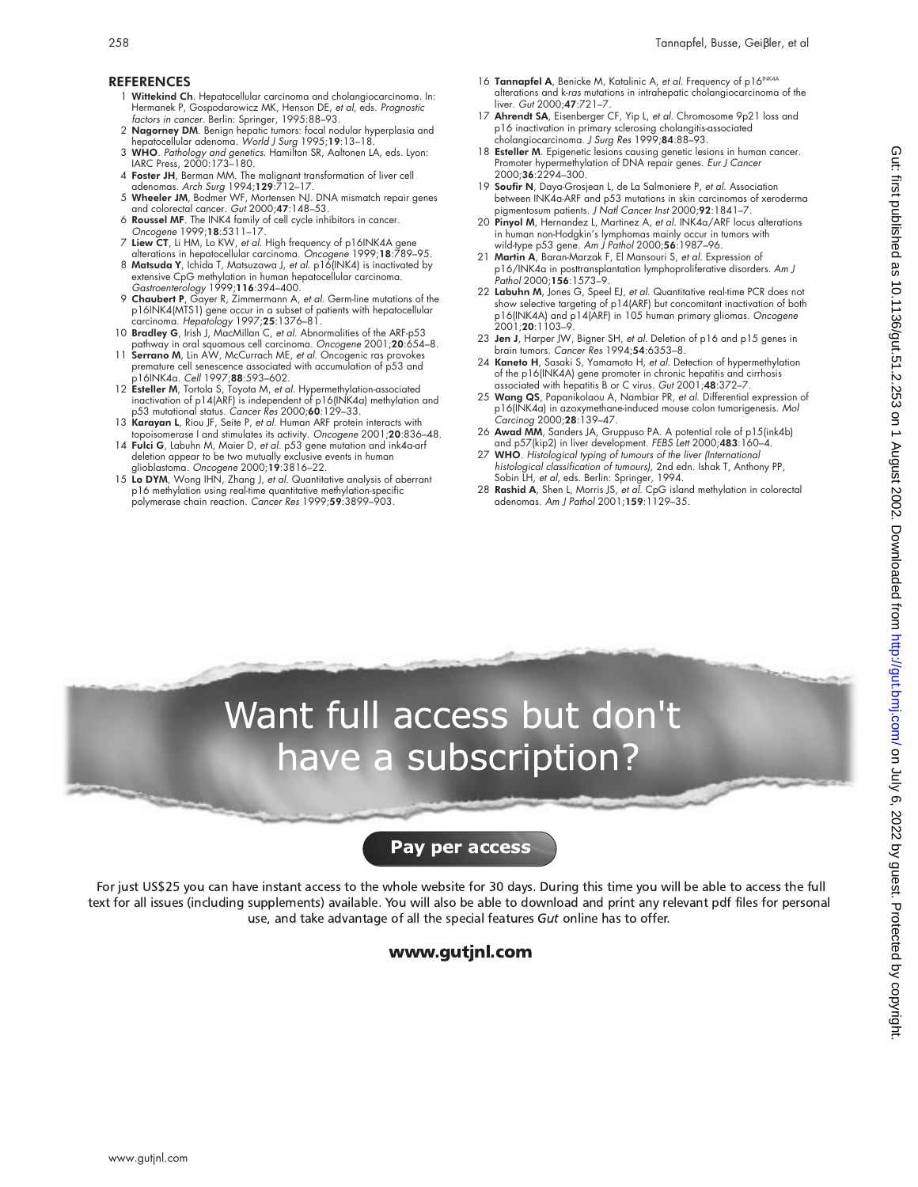## REFERENCES

1. **Wittekind Ch**. Hepatocellular carcinoma and cholangiocarcinoma. In: Hermanek P, Gospodarowicz MK, Henson DE, *et al*, eds. *Prognostic factors in cancer*. Berlin: Springer, 1995:88–93.
2. **Nagorney DM**. Benign hepatic tumors: focal nodular hyperplasia and hepatocellular adenoma. *World J Surg* 1995;**19**:13–18.
3. **WHO**. *Pathology and genetics*. Hamilton SR, Aaltonen LA, eds. Lyon: IARC Press, 2000:173–180.
4. **Foster JH**, Berman MM. The malignant transformation of liver cell adenomas. *Arch Surg* 1994;**129**:712–17.
5. **Wheeler JM**, Bodmer WF, Mortensen NJ. DNA mismatch repair genes and colorectal cancer. *Gut* 2000;**47**:148–53.
6. **Roussel MF**. The INK4 family of cell cycle inhibitors in cancer. *Oncogene* 1999;**18**:5311–17.
7. **Liew CT**, Li HM, Lo KW, *et al*. High frequency of p16INK4A gene alterations in hepatocellular carcinoma. *Oncogene* 1999;**18**:789–95.
8. **Matsuda Y**, Ichida T, Matsuzawa J, *et al*. p16(INK4) is inactivated by extensive CpG methylation in human hepatocellular carcinoma. *Gastroenterology* 1999;**116**:394–400.
9. **Chaubert P**, Gayer R, Zimmermann A, *et al*. Germ-line mutations of the p16INK4(MTS1) gene occur in a subset of patients with hepatocellular carcinoma. *Hepatology* 1997;**25**:1376–81.
10. **Bradley G**, Irish J, MacMillan C, *et al*. Abnormalities of the ARF-p53 pathway in oral squamous cell carcinoma. *Oncogene* 2001;**20**:654–8.
11. **Serrano M**, Lin AW, McCurrach ME, *et al*. Oncogenic ras provokes premature cell senescence associated with accumulation of p53 and p16INK4a. *Cell* 1997;**88**:593–602.
12. **Esteller M**, Tortola S, Toyota M, *et al*. Hypermethylation-associated inactivation of p14(ARF) is independent of p16(INK4a) methylation and p53 mutational status. *Cancer Res* 2000;**60**:129–33.
13. **Karayan L**, Riou JF, Seite P, *et al*. Human ARF protein interacts with topoisomerase I and stimulates its activity. *Oncogene* 2001;**20**:836–48.
14. **Fulci G**, Labuhn M, Maier D, *et al*. p53 gene mutation and ink4a-arf deletion appear to be two mutually exclusive events in human glioblastoma. *Oncogene* 2000;**19**:3816–22.
15. **Lo DYM**, Wong IHN, Zhang J, *et al*. Quantitative analysis of aberrant p16 methylation using real-time quantitative methylation-specific polymerase chain reaction. *Cancer Res* 1999;**59**:3899–903.
16. **Tannapfel A**, Benicke M, Katalinic A, *et al*. Frequency of p16[INK4A] alterations and k-*ras* mutations in intrahepatic cholangiocarcinoma of the liver. *Gut* 2000;**47**:721–7.
17. **Ahrendt SA**, Eisenberger CF, Yip L, *et al*. Chromosome 9p21 loss and p16 inactivation in primary sclerosing cholangitis-associated cholangiocarcinoma. *J Surg Res* 1999;**84**:88–93.
18. **Esteller M**. Epigenetic lesions causing genetic lesions in human cancer. Promoter hypermethylation of DNA repair genes. *Eur J Cancer* 2000;**36**:2294–300.
19. **Soufir N**, Daya-Grosjean L, de La Salmoniere P, *et al*. Association between INK4a-ARF and p53 mutations in skin carcinomas of xeroderma pigmentosum patients. *J Natl Cancer Inst* 2000;**92**:1841–7.
20. **Pinyol M**, Hernandez L, Martinez A, *et al*. INK4a/ARF locus alterations in human non-Hodgkin's lymphomas mainly occur in tumors with wild-type p53 gene. *Am J Pathol* 2000;**56**:1987–96.
21. **Martin A**, Baran-Marzak F, El Mansouri S, *et al*. Expression of p16/INK4a in posttransplantation lymphoproliferative disorders. *Am J Pathol* 2000;**156**:1573–9.
22. **Labuhn M**, Jones G, Speel EJ, *et al*. Quantitative real-time PCR does not show selective targeting of p14(ARF) but concomitant inactivation of both p16(INK4A) and p14(ARF) in 105 human primary gliomas. *Oncogene* 2001;**20**:1103–9.
23. **Jen J**, Harper JW, Bigner SH, *et al*. Deletion of p16 and p15 genes in brain tumors. *Cancer Res* 1994;**54**:6353–8.
24. **Kaneto H**, Sasaki S, Yamamoto H, *et al*. Detection of hypermethylation of the p16(INK4A) gene promoter in chronic hepatitis and cirrhosis associated with hepatitis B or C virus. *Gut* 2001;**48**:372–7.
25. **Wang QS**, Papanikolaou A, Nambiar PR, *et al*. Differential expression of p16(INK4a) in azoxymethane-induced mouse colon tumorigenesis. *Mol Carcinog* 2000;**28**:139–47.
26. **Awad MM**, Sanders JA, Gruppuso PA. A potential role of p15(ink4b) and p57(kip2) in liver development. *FEBS Lett* 2000;**483**:160–4.
27. **WHO**. *Histological typing of tumours of the liver (International histological classification of tumours)*, 2nd edn. Ishak T, Anthony PP, Sobin LH, *et al*, eds. Berlin: Springer, 1994.
28. **Rashid A**, Shen L, Morris JS, *et al*. CpG island methylation in colorectal adenomas. *Am J Pathol* 2001;**159**:1129–35.

Want full access but don't have a subscription?

**Pay per access**

For just US$25 you can have instant access to the whole website for 30 days. During this time you will be able to access the full text for all issues (including supplements) available. You will also be able to download and print any relevant pdf files for personal use, and take advantage of all the special features *Gut* online has to offer.

**www.gutjnl.com**